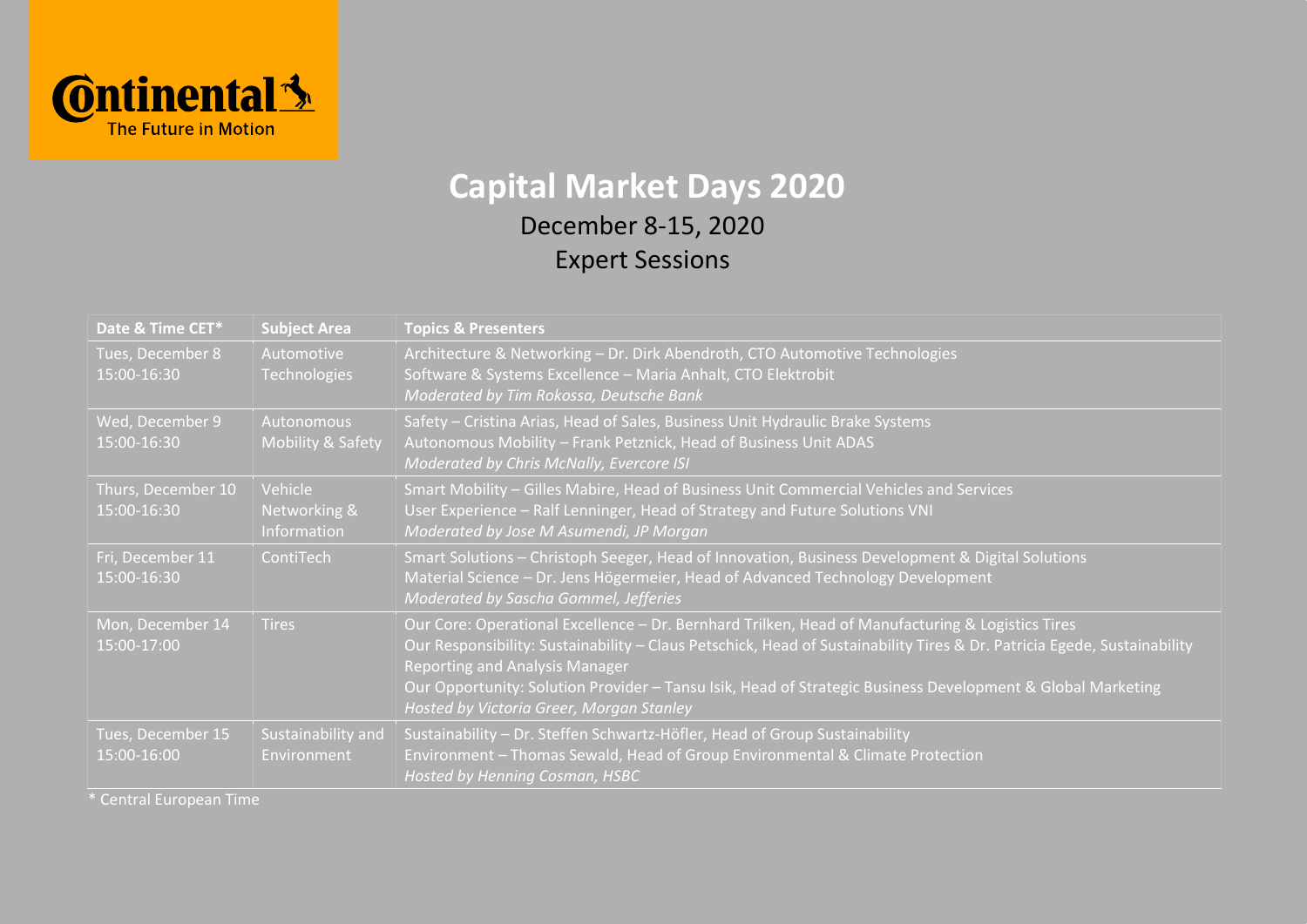Continental
The Future in Motion

# Capital Market Days 2020

## December 8-15, 2020

## Expert Sessions

| Date & Time CET* | Subject Area | Topics & Presenters |
| --- | --- | --- |
| Tues, December 8<br>15:00-16:30 | Automotive Technologies | Architecture & Networking – Dr. Dirk Abendroth, CTO Automotive Technologies<br>Software & Systems Excellence – Maria Anhalt, CTO Elektrobit<br>*Moderated by Tim Rokossa, Deutsche Bank* |
| Wed, December 9<br>15:00-16:30 | Autonomous Mobility & Safety | Safety – Cristina Arias, Head of Sales, Business Unit Hydraulic Brake Systems<br>Autonomous Mobility – Frank Petznick, Head of Business Unit ADAS<br>*Moderated by Chris McNally, Evercore ISI* |
| Thurs, December 10<br>15:00-16:30 | Vehicle Networking & Information | Smart Mobility – Gilles Mabire, Head of Business Unit Commercial Vehicles and Services<br>User Experience – Ralf Lenninger, Head of Strategy and Future Solutions VNI<br>*Moderated by Jose M Asumendi, JP Morgan* |
| Fri, December 11<br>15:00-16:30 | ContiTech | Smart Solutions – Christoph Seeger, Head of Innovation, Business Development & Digital Solutions<br>Material Science – Dr. Jens Högermeier, Head of Advanced Technology Development<br>*Moderated by Sascha Gommel, Jefferies* |
| Mon, December 14<br>15:00-17:00 | Tires | Our Core: Operational Excellence – Dr. Bernhard Trilken, Head of Manufacturing & Logistics Tires<br>Our Responsibility: Sustainability – Claus Petschick, Head of Sustainability Tires & Dr. Patricia Egede, Sustainability Reporting and Analysis Manager<br>Our Opportunity: Solution Provider – Tansu Isik, Head of Strategic Business Development & Global Marketing<br>*Hosted by Victoria Greer, Morgan Stanley* |
| Tues, December 15<br>15:00-16:00 | Sustainability and Environment | Sustainability – Dr. Steffen Schwartz-Höfler, Head of Group Sustainability<br>Environment – Thomas Sewald, Head of Group Environmental & Climate Protection<br>*Hosted by Henning Cosman, HSBC* |

\* Central European Time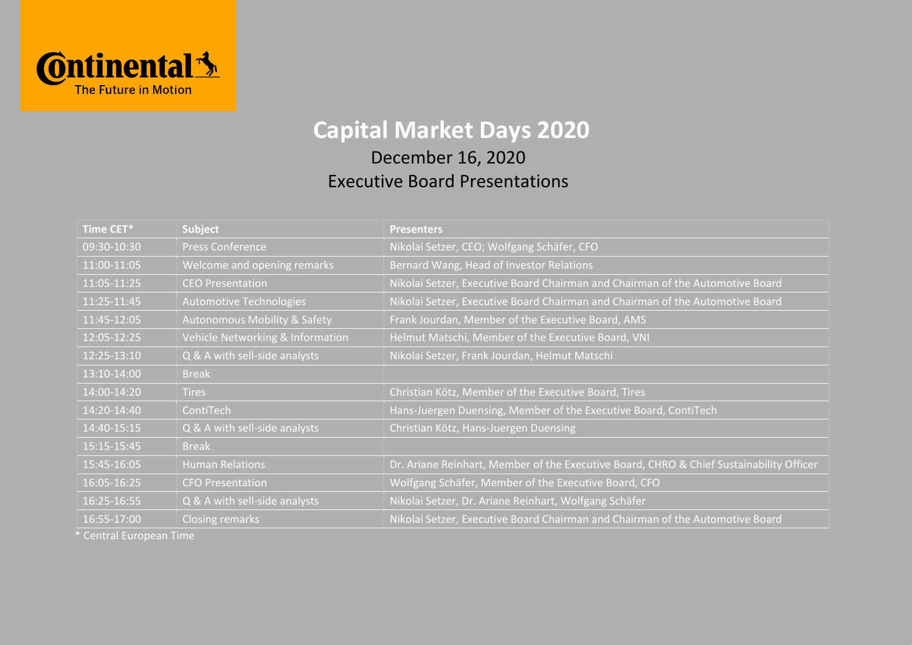Continental The Future in Motion

# Capital Market Days 2020

## December 16, 2020

## Executive Board Presentations

| Time CET* | Subject | Presenters |
|---|---|---|
| 09:30-10:30 | Press Conference | Nikolai Setzer, CEO; Wolfgang Schäfer, CFO |
| 11:00-11:05 | Welcome and opening remarks | Bernard Wang, Head of Investor Relations |
| 11:05-11:25 | CEO Presentation | Nikolai Setzer, Executive Board Chairman and Chairman of the Automotive Board |
| 11:25-11:45 | Automotive Technologies | Nikolai Setzer, Executive Board Chairman and Chairman of the Automotive Board |
| 11:45-12:05 | Autonomous Mobility & Safety | Frank Jourdan, Member of the Executive Board, AMS |
| 12:05-12:25 | Vehicle Networking & Information | Helmut Matschi, Member of the Executive Board, VNI |
| 12:25-13:10 | Q & A with sell-side analysts | Nikolai Setzer, Frank Jourdan, Helmut Matschi |
| 13:10-14:00 | Break | |
| 14:00-14:20 | Tires | Christian Kötz, Member of the Executive Board, Tires |
| 14:20-14:40 | ContiTech | Hans-Juergen Duensing, Member of the Executive Board, ContiTech |
| 14:40-15:15 | Q & A with sell-side analysts | Christian Kötz, Hans-Juergen Duensing |
| 15:15-15:45 | Break | |
| 15:45-16:05 | Human Relations | Dr. Ariane Reinhart, Member of the Executive Board, CHRO & Chief Sustainability Officer |
| 16:05-16:25 | CFO Presentation | Wolfgang Schäfer, Member of the Executive Board, CFO |
| 16:25-16:55 | Q & A with sell-side analysts | Nikolai Setzer, Dr. Ariane Reinhart, Wolfgang Schäfer |
| 16:55-17:00 | Closing remarks | Nikolai Setzer, Executive Board Chairman and Chairman of the Automotive Board |

* Central European Time